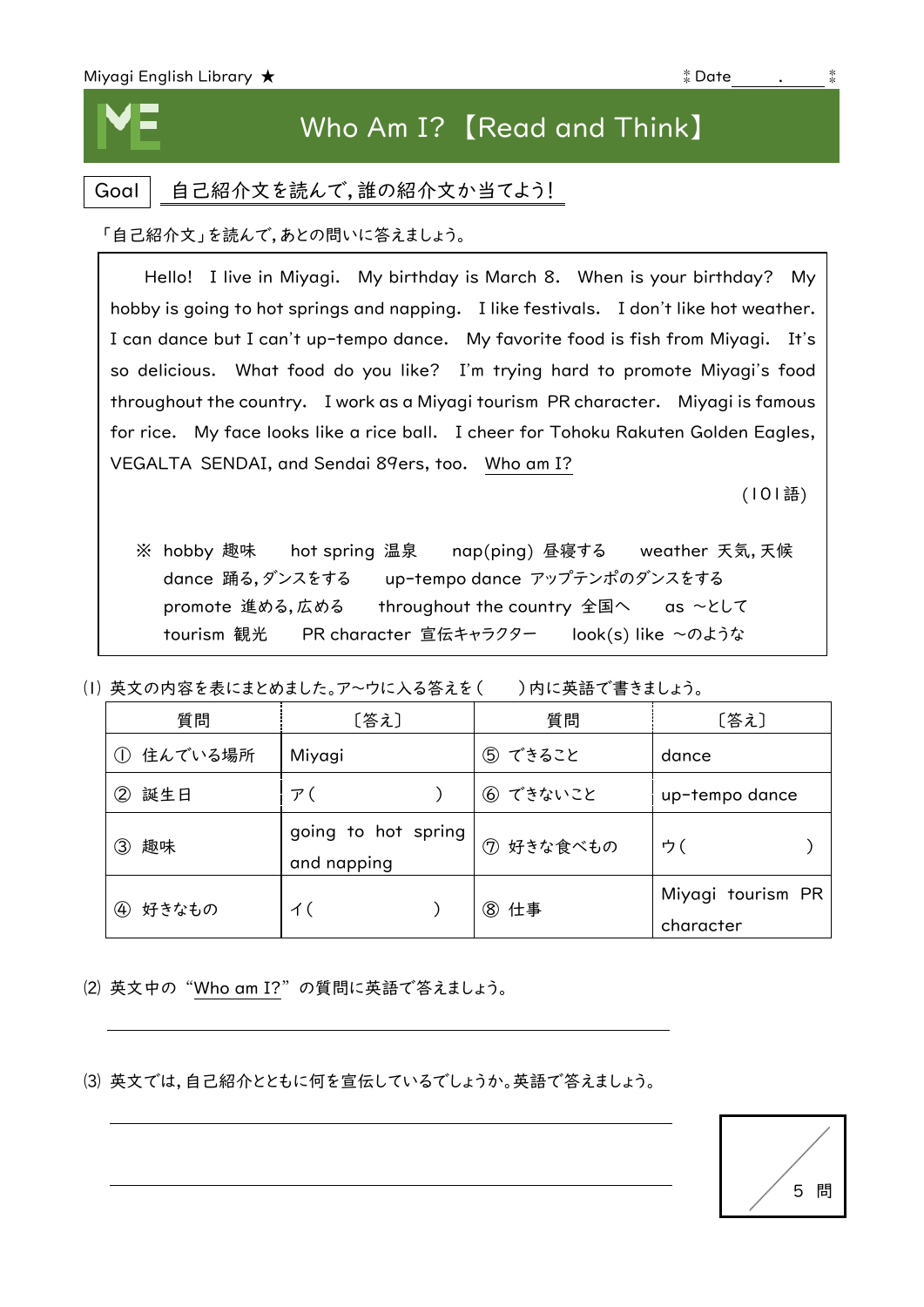# Who Am I?【Read and Think】

Miyagi English Library ★ Date

**Goal** 自己紹介文を読んで,誰の紹介文か当てよう!

「自己紹介文」を読んで,あとの問いに答えましょう。

Hello! I live in Miyagi. My birthday is March 8. When is your birthday? My hobby is going to hot springs and napping. I like festivals. I don't like hot weather. I can dance but I can't up-tempo dance. My favorite food is fish from Miyagi. It's so delicious. What food do you like? I'm trying hard to promote Miyagi's food throughout the country. I work as a Miyagi tourism PR character. Miyagi is famous for rice. My face looks like a rice ball. I cheer for Tohoku Rakuten Golden Eagles, VEGALTA SENDAI, and Sendai 89ers, too. Who am I?

(101語)

※ hobby 趣味　hot spring 温泉　nap(ping) 昼寝する　weather 天気,天候
dance 踊る,ダンスをする　up-tempo dance アップテンポのダンスをする
promote 進める,広める　throughout the country 全国へ　as ～として
tourism 観光　PR character 宣伝キャラクター　look(s) like ～のような

⑴ 英文の内容を表にまとめました。ア～ウに入る答えを(　　)内に英語で書きましょう。

| 質問 | 〔答え〕 | 質問 | 〔答え〕 |
|---|---|---|---|
| ① 住んでいる場所 | Miyagi | ⑤ できること | dance |
| ② 誕生日 | ア(　　　　　) | ⑥ できないこと | up-tempo dance |
| ③ 趣味 | going to hot spring and napping | ⑦ 好きな食べもの | ウ(　　　　　) |
| ④ 好きなもの | イ(　　　　　) | ⑧ 仕事 | Miyagi tourism PR character |

⑵ 英文中の"Who am I?"の質問に英語で答えましょう。

______________________________

⑶ 英文では,自己紹介とともに何を宣伝しているでしょうか。英語で答えましょう。

______________________________

______________________________

／5問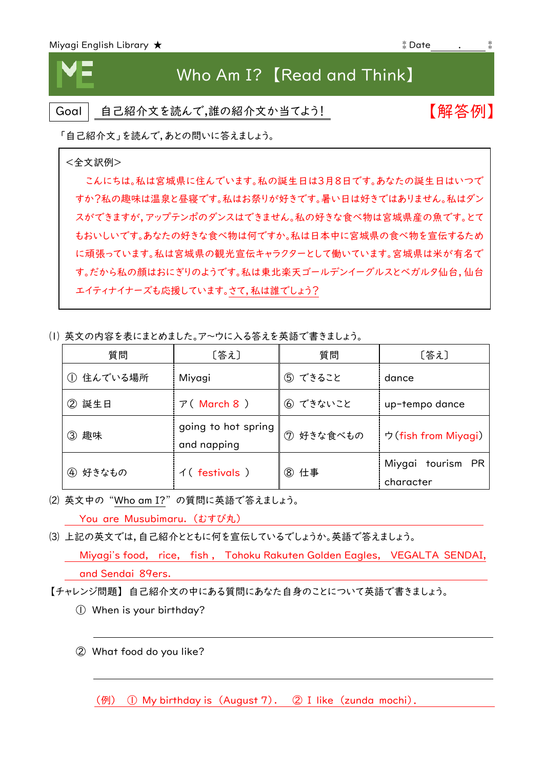Miyagi English Library ★ Date ＿＿.＿＿

# Who Am I?【Read and Think】

**Goal** 自己紹介文を読んで,誰の紹介文か当てよう！ **【解答例】**

「自己紹介文」を読んで,あとの問いに答えましょう。

<全文訳例>

こんにちは。私は宮城県に住んでいます。私の誕生日は3月８日です。あなたの誕生日はいつですか?私の趣味は温泉と昼寝です。私はお祭りが好きです。暑い日は好きではありません。私はダンスができますが,アップテンポのダンスはできません。私の好きな食べ物は宮城県産の魚です。とてもおいしいです。あなたの好きな食べ物は何ですか。私は日本中に宮城県の食べ物を宣伝するために頑張っています。私は宮城県の観光宣伝キャラクターとして働いています。宮城県は米が有名です。だから私の顔はおにぎりのようです。私は東北楽天ゴールデンイーグルスとベガルタ仙台,仙台エイティナイナーズも応援しています。さて,私は誰でしょう?

(1) 英文の内容を表にまとめました。ア～ウに入る答えを英語で書きましょう。

| 質問 | 〔答え〕 | 質問 | 〔答え〕 |
|---|---|---|---|
| ① 住んでいる場所 | Miyagi | ⑤ できること | dance |
| ② 誕生日 | ア（ March 8 ） | ⑥ できないこと | up-tempo dance |
| ③ 趣味 | going to hot spring and napping | ⑦ 好きな食べもの | ウ（fish from Miyagi） |
| ④ 好きなもの | イ（ festivals ） | ⑧ 仕事 | Miygai tourism PR character |

(2) 英文中の“Who am I?”の質問に英語で答えましょう。

You are Musubimaru.（むすび丸）

(3) 上記の英文では,自己紹介とともに何を宣伝しているでしょうか。英語で答えましょう。

Miyagi's food, rice, fish , Tohoku Rakuten Golden Eagles, VEGALTA SENDAI, and Sendai 89ers.

【チャレンジ問題】 自己紹介文の中にある質問にあなた自身のことについて英語で書きましょう。

① When is your birthday?

② What food do you like?

（例） ① My birthday is（August 7）. ② I like（zunda mochi）.